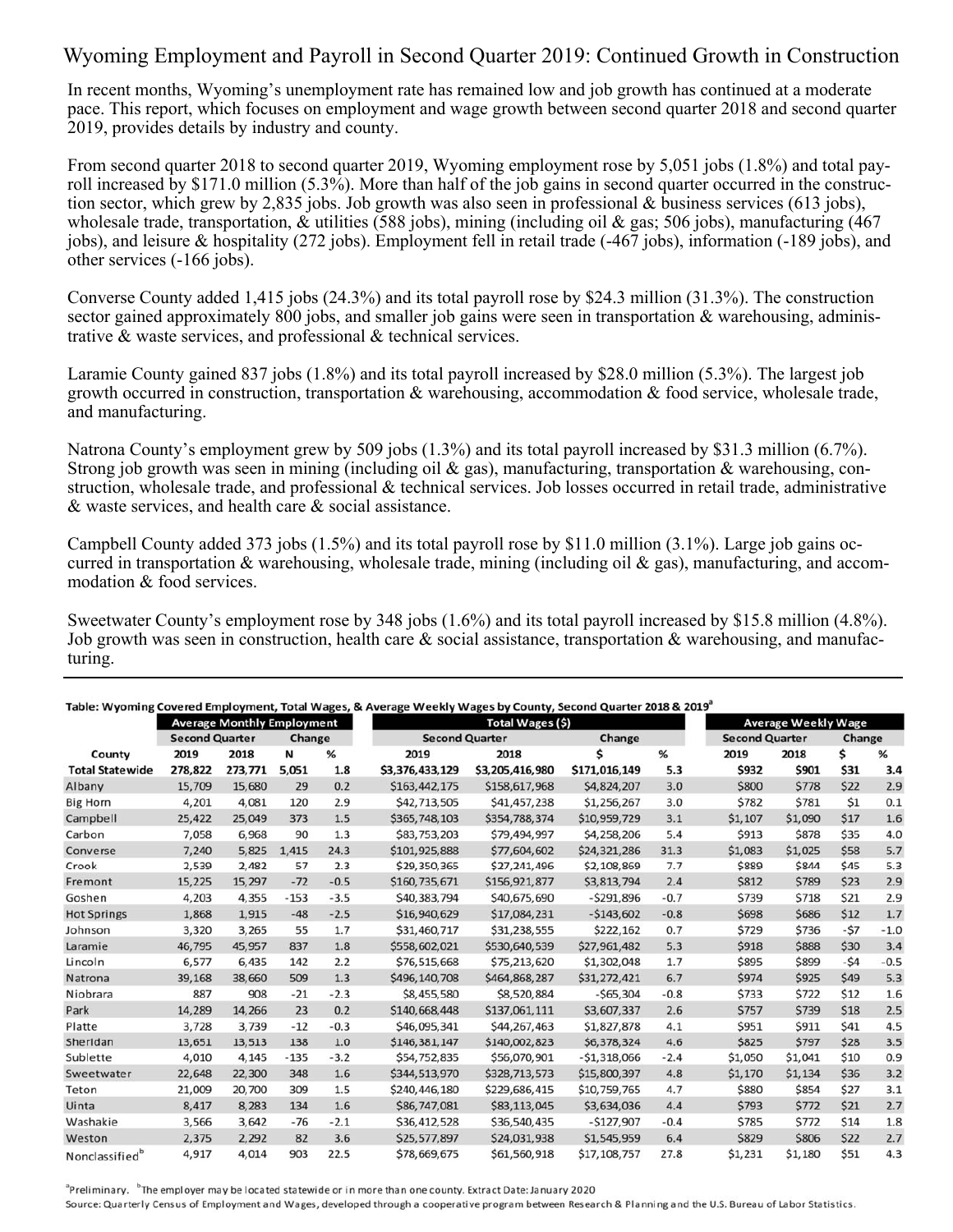# Wyoming Employment and Payroll in Second Quarter 2019: Continued Growth in Construction

In recent months, Wyoming's unemployment rate has remained low and job growth has continued at a moderate pace. This report, which focuses on employment and wage growth between second quarter 2018 and second quarter 2019, provides details by industry and county.

From second quarter 2018 to second quarter 2019, Wyoming employment rose by 5,051 jobs (1.8%) and total payroll increased by $171.0 million (5.3%). More than half of the job gains in second quarter occurred in the construction sector, which grew by 2,835 jobs. Job growth was also seen in professional & business services (613 jobs), wholesale trade, transportation, & utilities (588 jobs), mining (including oil & gas; 506 jobs), manufacturing (467 jobs), and leisure & hospitality (272 jobs). Employment fell in retail trade (-467 jobs), information (-189 jobs), and other services (-166 jobs).

Converse County added 1,415 jobs (24.3%) and its total payroll rose by $24.3 million (31.3%). The construction sector gained approximately 800 jobs, and smaller job gains were seen in transportation & warehousing, administrative & waste services, and professional & technical services.

Laramie County gained 837 jobs (1.8%) and its total payroll increased by $28.0 million (5.3%). The largest job growth occurred in construction, transportation & warehousing, accommodation & food service, wholesale trade, and manufacturing.

Natrona County's employment grew by 509 jobs (1.3%) and its total payroll increased by $31.3 million (6.7%). Strong job growth was seen in mining (including oil & gas), manufacturing, transportation & warehousing, construction, wholesale trade, and professional & technical services. Job losses occurred in retail trade, administrative & waste services, and health care & social assistance.

Campbell County added 373 jobs (1.5%) and its total payroll rose by $11.0 million (3.1%). Large job gains occurred in transportation & warehousing, wholesale trade, mining (including oil & gas), manufacturing, and accommodation & food services.

Sweetwater County's employment rose by 348 jobs (1.6%) and its total payroll increased by $15.8 million (4.8%). Job growth was seen in construction, health care & social assistance, transportation & warehousing, and manufacturing.

**Table: Wyoming Covered Employment, Total Wages, & Average Weekly Wages by County, Second Quarter 2018 & 2019**[a]

| | Average Monthly Employment | | | | Total Wages ($) | | | | Average Weekly Wage | | | |
|---|---|---|---|---|---|---|---|---|---|---|---|---|
| | Second Quarter | | Change | | Second Quarter | | Change | | Second Quarter | | Change | |
| County | 2019 | 2018 | N | % | 2019 | 2018 | $ | % | 2019 | 2018 | $ | % |
| **Total Statewide** | **278,822** | **273,771** | **5,051** | **1.8** | **$3,376,433,129** | **$3,205,416,980** | **$171,016,149** | **5.3** | **$932** | **$901** | **$31** | **3.4** |
| Albany | 15,709 | 15,680 | 29 | 0.2 | $163,442,175 | $158,617,968 | $4,824,207 | 3.0 | $800 | $778 | $22 | 2.9 |
| Big Horn | 4,201 | 4,081 | 120 | 2.9 | $42,713,505 | $41,457,238 | $1,256,267 | 3.0 | $782 | $781 | $1 | 0.1 |
| Campbell | 25,422 | 25,049 | 373 | 1.5 | $365,748,103 | $354,788,374 | $10,959,729 | 3.1 | $1,107 | $1,090 | $17 | 1.6 |
| Carbon | 7,058 | 6,968 | 90 | 1.3 | $83,753,203 | $79,494,997 | $4,258,206 | 5.4 | $913 | $878 | $35 | 4.0 |
| Converse | 7,240 | 5,825 | 1,415 | 24.3 | $101,925,888 | $77,604,602 | $24,321,286 | 31.3 | $1,083 | $1,025 | $58 | 5.7 |
| Crook | 2,539 | 2,482 | 57 | 2.3 | $29,350,365 | $27,241,496 | $2,108,869 | 7.7 | $889 | $844 | $45 | 5.3 |
| Fremont | 15,225 | 15,297 | -72 | -0.5 | $160,735,671 | $156,921,877 | $3,813,794 | 2.4 | $812 | $789 | $23 | 2.9 |
| Goshen | 4,203 | 4,355 | -153 | -3.5 | $40,383,794 | $40,675,690 | -$291,896 | -0.7 | $739 | $718 | $21 | 2.9 |
| Hot Springs | 1,868 | 1,915 | -48 | -2.5 | $16,940,629 | $17,084,231 | -$143,602 | -0.8 | $698 | $686 | $12 | 1.7 |
| Johnson | 3,320 | 3,265 | 55 | 1.7 | $31,460,717 | $31,238,555 | $222,162 | 0.7 | $729 | $736 | -$7 | -1.0 |
| Laramie | 46,795 | 45,957 | 837 | 1.8 | $558,602,021 | $530,640,539 | $27,961,482 | 5.3 | $918 | $888 | $30 | 3.4 |
| Lincoln | 6,577 | 6,435 | 142 | 2.2 | $76,515,668 | $75,213,620 | $1,302,048 | 1.7 | $895 | $899 | -$4 | -0.5 |
| Natrona | 39,168 | 38,660 | 509 | 1.3 | $496,140,708 | $464,868,287 | $31,272,421 | 6.7 | $974 | $925 | $49 | 5.3 |
| Niobrara | 887 | 908 | -21 | -2.3 | $8,455,580 | $8,520,884 | -$65,304 | -0.8 | $733 | $722 | $12 | 1.6 |
| Park | 14,289 | 14,266 | 23 | 0.2 | $140,668,448 | $137,061,111 | $3,607,337 | 2.6 | $757 | $739 | $18 | 2.5 |
| Platte | 3,728 | 3,739 | -12 | -0.3 | $46,095,341 | $44,267,463 | $1,827,878 | 4.1 | $951 | $911 | $41 | 4.5 |
| Sheridan | 13,651 | 13,513 | 138 | 1.0 | $146,381,147 | $140,002,823 | $6,378,324 | 4.6 | $825 | $797 | $28 | 3.5 |
| Sublette | 4,010 | 4,145 | -135 | -3.2 | $54,752,835 | $56,070,901 | -$1,318,066 | -2.4 | $1,050 | $1,041 | $10 | 0.9 |
| Sweetwater | 22,648 | 22,300 | 348 | 1.6 | $344,513,970 | $328,713,573 | $15,800,397 | 4.8 | $1,170 | $1,134 | $36 | 3.2 |
| Teton | 21,009 | 20,700 | 309 | 1.5 | $240,446,180 | $229,686,415 | $10,759,765 | 4.7 | $880 | $854 | $27 | 3.1 |
| Uinta | 8,417 | 8,283 | 134 | 1.6 | $86,747,081 | $83,113,045 | $3,634,036 | 4.4 | $793 | $772 | $21 | 2.7 |
| Washakie | 3,566 | 3,642 | -76 | -2.1 | $36,412,528 | $36,540,435 | -$127,907 | -0.4 | $785 | $772 | $14 | 1.8 |
| Weston | 2,375 | 2,292 | 82 | 3.6 | $25,577,897 | $24,031,938 | $1,545,959 | 6.4 | $829 | $806 | $22 | 2.7 |
| Nonclassified[b] | 4,917 | 4,014 | 903 | 22.5 | $78,669,675 | $61,560,918 | $17,108,757 | 27.8 | $1,231 | $1,180 | $51 | 4.3 |

[a]Preliminary. [b]The employer may be located statewide or in more than one county. Extract Date: January 2020

Source: Quarterly Census of Employment and Wages, developed through a cooperative program between Research & Planning and the U.S. Bureau of Labor Statistics.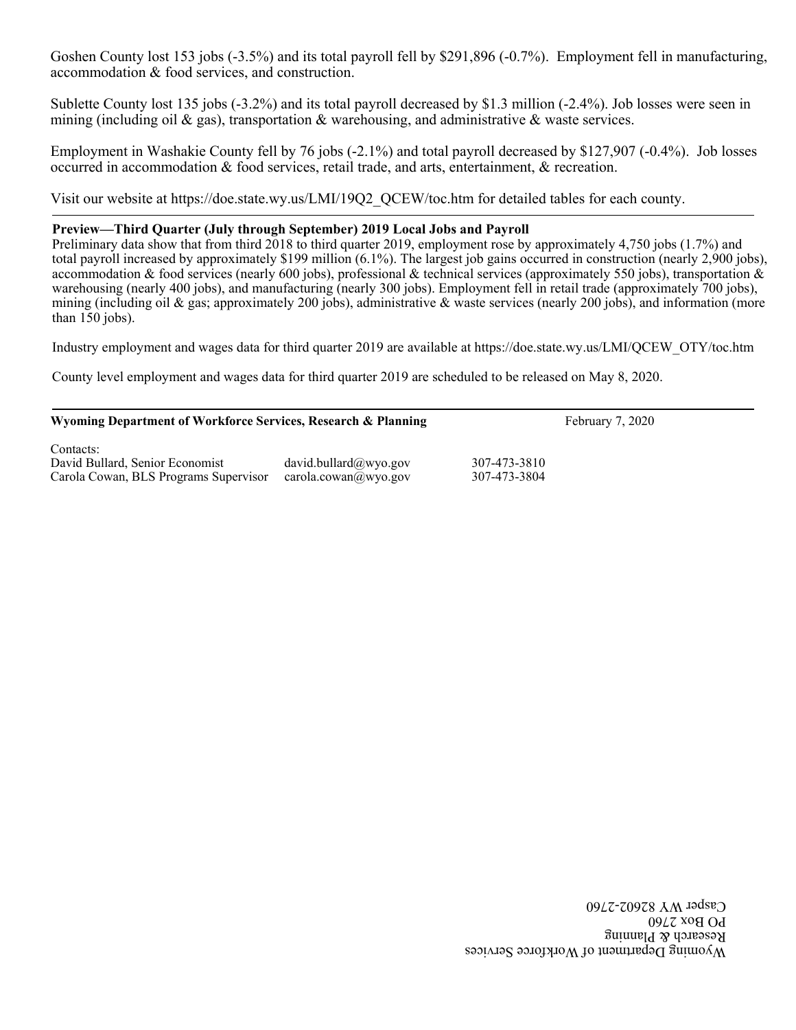Goshen County lost 153 jobs (-3.5%) and its total payroll fell by $291,896 (-0.7%). Employment fell in manufacturing, accommodation & food services, and construction.

Sublette County lost 135 jobs (-3.2%) and its total payroll decreased by $1.3 million (-2.4%). Job losses were seen in mining (including oil & gas), transportation & warehousing, and administrative & waste services.

Employment in Washakie County fell by 76 jobs (-2.1%) and total payroll decreased by $127,907 (-0.4%). Job losses occurred in accommodation & food services, retail trade, and arts, entertainment, & recreation.

Visit our website at https://doe.state.wy.us/LMI/19Q2_QCEW/toc.htm for detailed tables for each county.

---

**Preview—Third Quarter (July through September) 2019 Local Jobs and Payroll**

Preliminary data show that from third 2018 to third quarter 2019, employment rose by approximately 4,750 jobs (1.7%) and total payroll increased by approximately $199 million (6.1%). The largest job gains occurred in construction (nearly 2,900 jobs), accommodation & food services (nearly 600 jobs), professional & technical services (approximately 550 jobs), transportation & warehousing (nearly 400 jobs), and manufacturing (nearly 300 jobs). Employment fell in retail trade (approximately 700 jobs), mining (including oil & gas; approximately 200 jobs), administrative & waste services (nearly 200 jobs), and information (more than 150 jobs).

Industry employment and wages data for third quarter 2019 are available at https://doe.state.wy.us/LMI/QCEW_OTY/toc.htm

County level employment and wages data for third quarter 2019 are scheduled to be released on May 8, 2020.

---

**Wyoming Department of Workforce Services, Research & Planning** February 7, 2020

Contacts:

| | | |
|---|---|---|
| David Bullard, Senior Economist | david.bullard@wyo.gov | 307-473-3810 |
| Carola Cowan, BLS Programs Supervisor | carola.cowan@wyo.gov | 307-473-3804 |

Wyoming Department of Workforce Services
Research & Planning
PO Box 2760
Casper WY 82602-2760